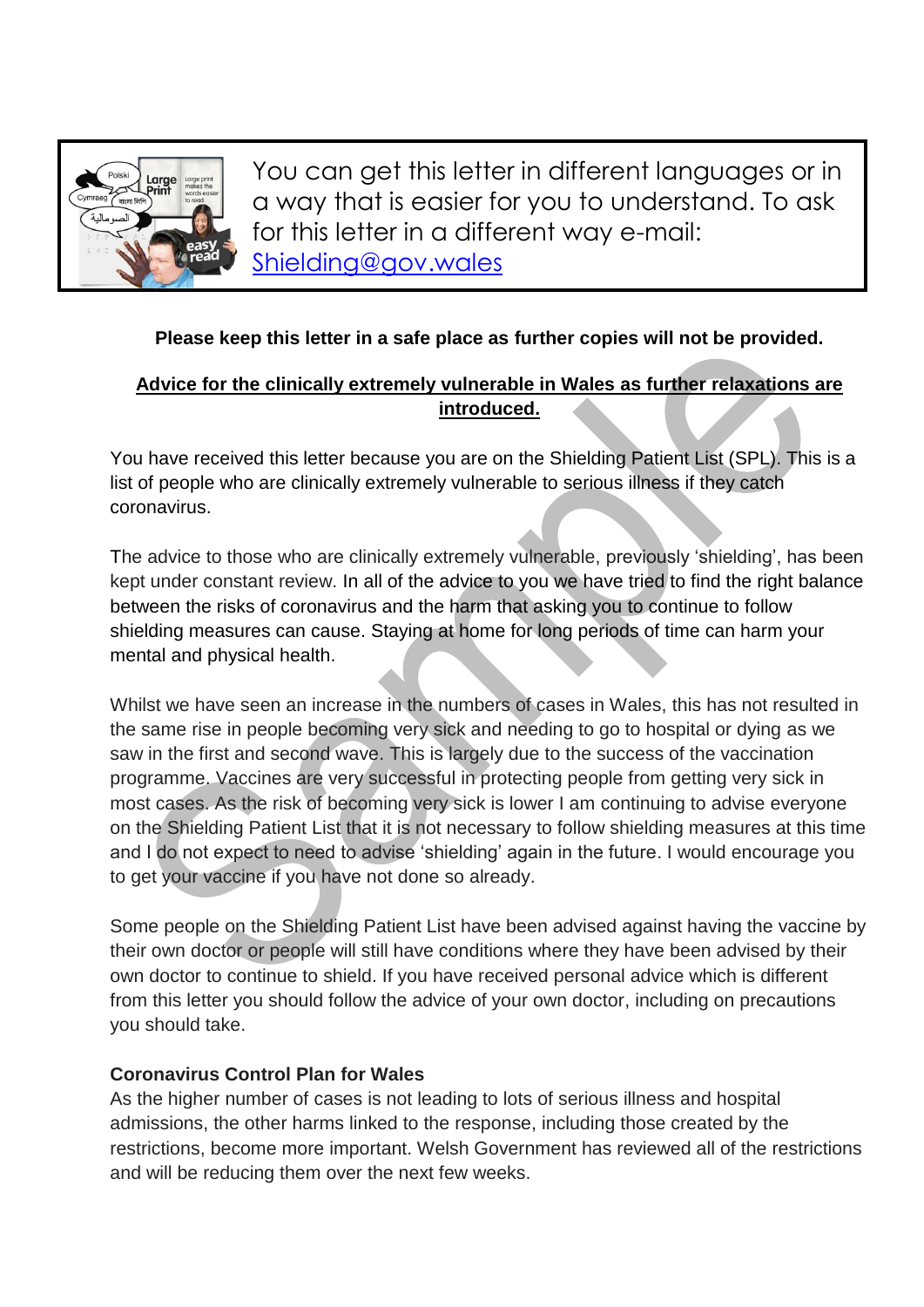You can get this letter in different languages or in a way that is easier for you to understand. To ask for this letter in a different way e-mail: [Shielding@gov.wales](mailto:Shielding@gov.wales)

**Please keep this letter in a safe place as further copies will not be provided.**

**Advice for the clinically extremely vulnerable in Wales as further relaxations are introduced.**

You have received this letter because you are on the Shielding Patient List (SPL). This is a list of people who are clinically extremely vulnerable to serious illness if they catch coronavirus.

The advice to those who are clinically extremely vulnerable, previously 'shielding', has been kept under constant review. In all of the advice to you we have tried to find the right balance between the risks of coronavirus and the harm that asking you to continue to follow shielding measures can cause. Staying at home for long periods of time can harm your mental and physical health.

Whilst we have seen an increase in the numbers of cases in Wales, this has not resulted in the same rise in people becoming very sick and needing to go to hospital or dying as we saw in the first and second wave. This is largely due to the success of the vaccination programme. Vaccines are very successful in protecting people from getting very sick in most cases. As the risk of becoming very sick is lower I am continuing to advise everyone on the Shielding Patient List that it is not necessary to follow shielding measures at this time and I do not expect to need to advise 'shielding' again in the future. I would encourage you to get your vaccine if you have not done so already.

Some people on the Shielding Patient List have been advised against having the vaccine by their own doctor or people will still have conditions where they have been advised by their own doctor to continue to shield. If you have received personal advice which is different from this letter you should follow the advice of your own doctor, including on precautions you should take.

**Coronavirus Control Plan for Wales**

As the higher number of cases is not leading to lots of serious illness and hospital admissions, the other harms linked to the response, including those created by the restrictions, become more important. Welsh Government has reviewed all of the restrictions and will be reducing them over the next few weeks.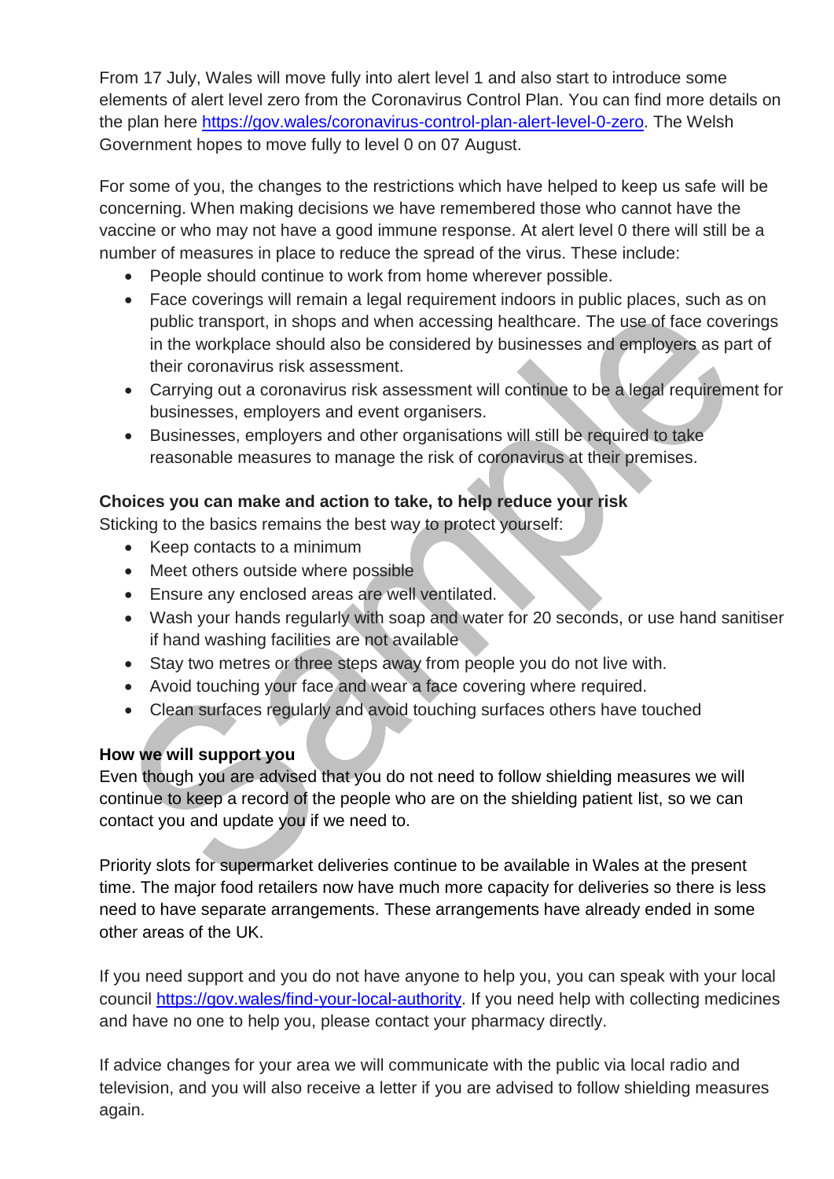From 17 July, Wales will move fully into alert level 1 and also start to introduce some elements of alert level zero from the Coronavirus Control Plan. You can find more details on the plan here https://gov.wales/coronavirus-control-plan-alert-level-0-zero. The Welsh Government hopes to move fully to level 0 on 07 August.

For some of you, the changes to the restrictions which have helped to keep us safe will be concerning. When making decisions we have remembered those who cannot have the vaccine or who may not have a good immune response. At alert level 0 there will still be a number of measures in place to reduce the spread of the virus. These include:

- People should continue to work from home wherever possible.
- Face coverings will remain a legal requirement indoors in public places, such as on public transport, in shops and when accessing healthcare. The use of face coverings in the workplace should also be considered by businesses and employers as part of their coronavirus risk assessment.
- Carrying out a coronavirus risk assessment will continue to be a legal requirement for businesses, employers and event organisers.
- Businesses, employers and other organisations will still be required to take reasonable measures to manage the risk of coronavirus at their premises.

**Choices you can make and action to take, to help reduce your risk**

Sticking to the basics remains the best way to protect yourself:

- Keep contacts to a minimum
- Meet others outside where possible
- Ensure any enclosed areas are well ventilated.
- Wash your hands regularly with soap and water for 20 seconds, or use hand sanitiser if hand washing facilities are not available
- Stay two metres or three steps away from people you do not live with.
- Avoid touching your face and wear a face covering where required.
- Clean surfaces regularly and avoid touching surfaces others have touched

**How we will support you**

Even though you are advised that you do not need to follow shielding measures we will continue to keep a record of the people who are on the shielding patient list, so we can contact you and update you if we need to.

Priority slots for supermarket deliveries continue to be available in Wales at the present time. The major food retailers now have much more capacity for deliveries so there is less need to have separate arrangements. These arrangements have already ended in some other areas of the UK.

If you need support and you do not have anyone to help you, you can speak with your local council https://gov.wales/find-your-local-authority. If you need help with collecting medicines and have no one to help you, please contact your pharmacy directly.

If advice changes for your area we will communicate with the public via local radio and television, and you will also receive a letter if you are advised to follow shielding measures again.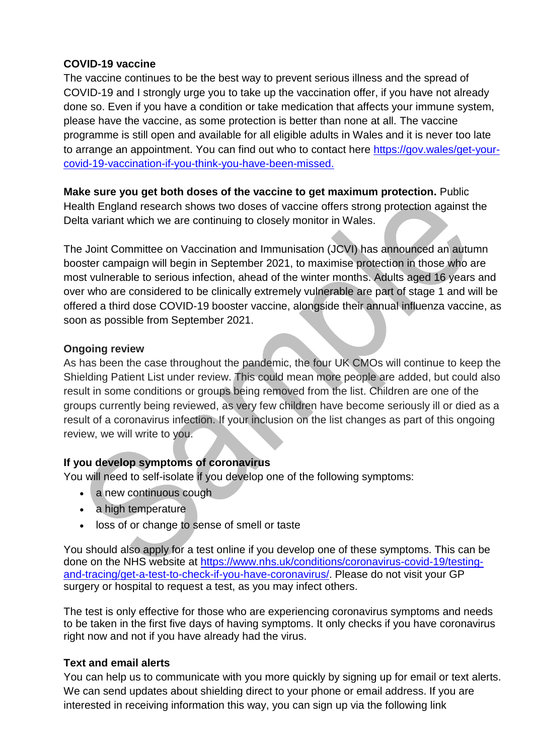**COVID-19 vaccine**

The vaccine continues to be the best way to prevent serious illness and the spread of COVID-19 and I strongly urge you to take up the vaccination offer, if you have not already done so. Even if you have a condition or take medication that affects your immune system, please have the vaccine, as some protection is better than none at all. The vaccine programme is still open and available for all eligible adults in Wales and it is never too late to arrange an appointment. You can find out who to contact here [https://gov.wales/get-your-covid-19-vaccination-if-you-think-you-have-been-missed.](https://gov.wales/get-your-covid-19-vaccination-if-you-think-you-have-been-missed)

**Make sure you get both doses of the vaccine to get maximum protection.** Public Health England research shows two doses of vaccine offers strong protection against the Delta variant which we are continuing to closely monitor in Wales.

The Joint Committee on Vaccination and Immunisation (JCVI) has announced an autumn booster campaign will begin in September 2021, to maximise protection in those who are most vulnerable to serious infection, ahead of the winter months. Adults aged 16 years and over who are considered to be clinically extremely vulnerable are part of stage 1 and will be offered a third dose COVID-19 booster vaccine, alongside their annual influenza vaccine, as soon as possible from September 2021.

**Ongoing review**

As has been the case throughout the pandemic, the four UK CMOs will continue to keep the Shielding Patient List under review. This could mean more people are added, but could also result in some conditions or groups being removed from the list. Children are one of the groups currently being reviewed, as very few children have become seriously ill or died as a result of a coronavirus infection. If your inclusion on the list changes as part of this ongoing review, we will write to you.

**If you develop symptoms of coronavirus**

You will need to self-isolate if you develop one of the following symptoms:

- a new continuous cough
- a high temperature
- loss of or change to sense of smell or taste

You should also apply for a test online if you develop one of these symptoms. This can be done on the NHS website at [https://www.nhs.uk/conditions/coronavirus-covid-19/testing-and-tracing/get-a-test-to-check-if-you-have-coronavirus/](https://www.nhs.uk/conditions/coronavirus-covid-19/testing-and-tracing/get-a-test-to-check-if-you-have-coronavirus/). Please do not visit your GP surgery or hospital to request a test, as you may infect others.

The test is only effective for those who are experiencing coronavirus symptoms and needs to be taken in the first five days of having symptoms. It only checks if you have coronavirus right now and not if you have already had the virus.

**Text and email alerts**

You can help us to communicate with you more quickly by signing up for email or text alerts. We can send updates about shielding direct to your phone or email address. If you are interested in receiving information this way, you can sign up via the following link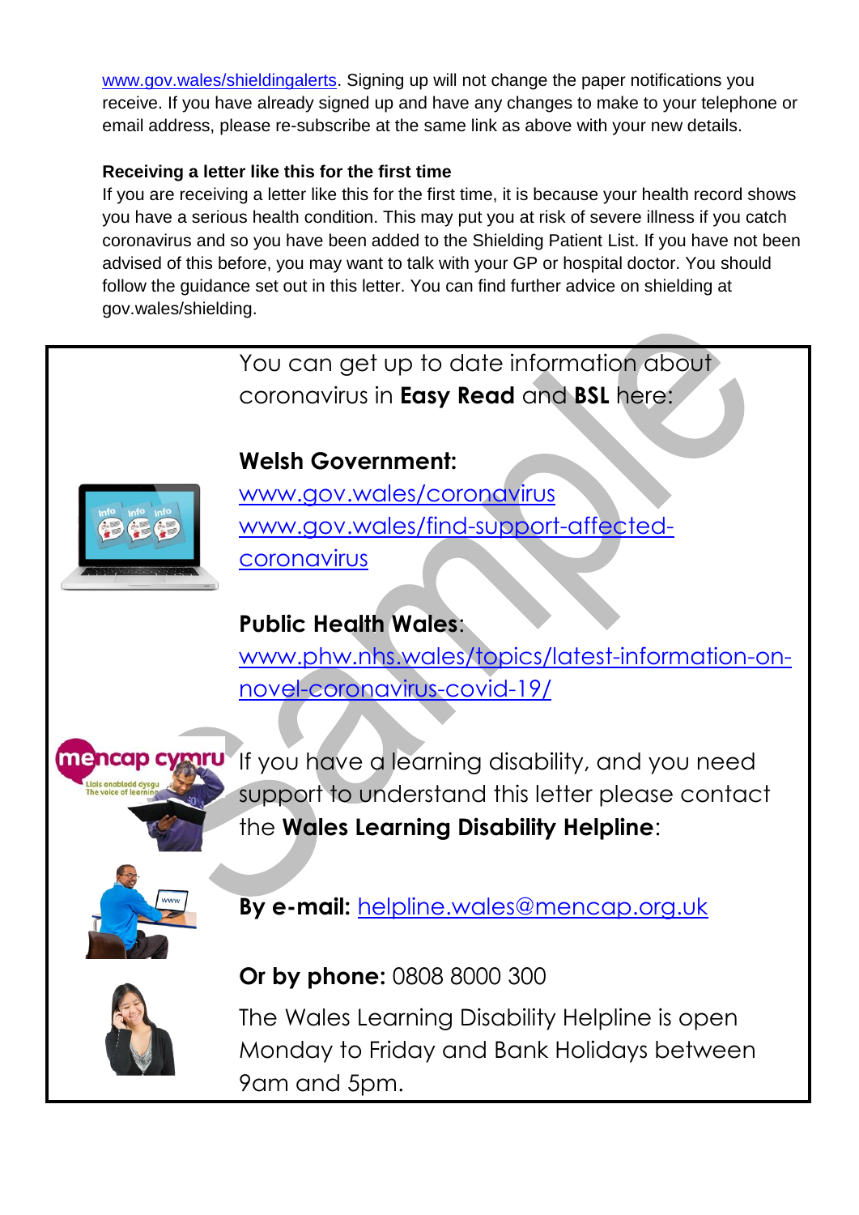www.gov.wales/shieldingalerts. Signing up will not change the paper notifications you receive. If you have already signed up and have any changes to make to your telephone or email address, please re-subscribe at the same link as above with your new details.

**Receiving a letter like this for the first time**

If you are receiving a letter like this for the first time, it is because your health record shows you have a serious health condition. This may put you at risk of severe illness if you catch coronavirus and so you have been added to the Shielding Patient List. If you have not been advised of this before, you may want to talk with your GP or hospital doctor. You should follow the guidance set out in this letter. You can find further advice on shielding at gov.wales/shielding.

You can get up to date information about coronavirus in **Easy Read** and **BSL** here:

**Welsh Government:**

www.gov.wales/coronavirus
www.gov.wales/find-support-affected-coronavirus

**Public Health Wales**:

www.phw.nhs.wales/topics/latest-information-on-novel-coronavirus-covid-19/

If you have a learning disability, and you need support to understand this letter please contact the **Wales Learning Disability Helpline**:

**By e-mail:** helpline.wales@mencap.org.uk

**Or by phone:** 0808 8000 300

The Wales Learning Disability Helpline is open Monday to Friday and Bank Holidays between 9am and 5pm.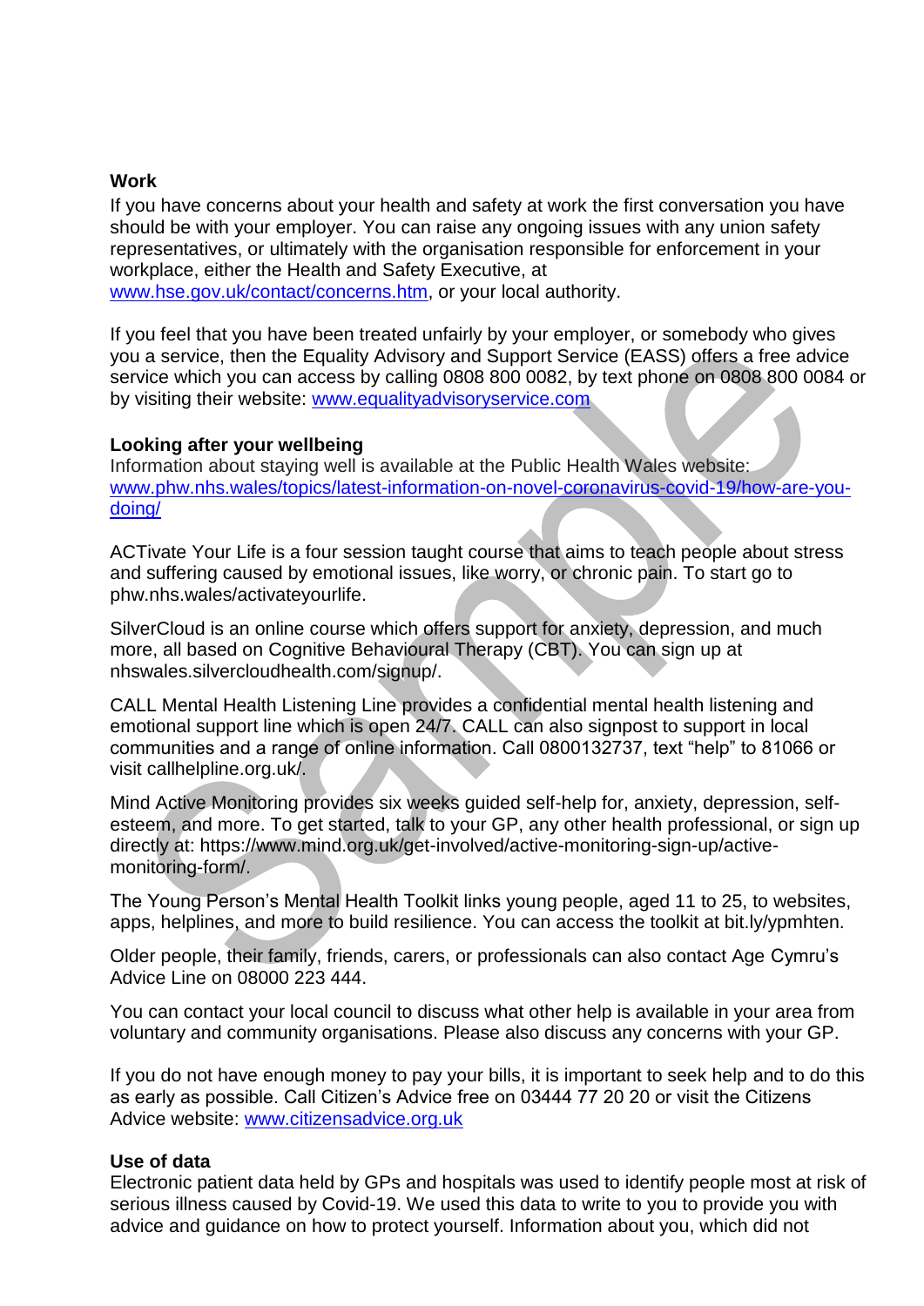**Work**

If you have concerns about your health and safety at work the first conversation you have should be with your employer. You can raise any ongoing issues with any union safety representatives, or ultimately with the organisation responsible for enforcement in your workplace, either the Health and Safety Executive, at www.hse.gov.uk/contact/concerns.htm, or your local authority.

If you feel that you have been treated unfairly by your employer, or somebody who gives you a service, then the Equality Advisory and Support Service (EASS) offers a free advice service which you can access by calling 0808 800 0082, by text phone on 0808 800 0084 or by visiting their website: www.equalityadvisoryservice.com

**Looking after your wellbeing**

Information about staying well is available at the Public Health Wales website: www.phw.nhs.wales/topics/latest-information-on-novel-coronavirus-covid-19/how-are-you-doing/

ACTivate Your Life is a four session taught course that aims to teach people about stress and suffering caused by emotional issues, like worry, or chronic pain. To start go to phw.nhs.wales/activateyourlife.

SilverCloud is an online course which offers support for anxiety, depression, and much more, all based on Cognitive Behavioural Therapy (CBT). You can sign up at nhswales.silvercloudhealth.com/signup/.

CALL Mental Health Listening Line provides a confidential mental health listening and emotional support line which is open 24/7. CALL can also signpost to support in local communities and a range of online information. Call 0800132737, text "help" to 81066 or visit callhelpline.org.uk/.

Mind Active Monitoring provides six weeks guided self-help for, anxiety, depression, self-esteem, and more. To get started, talk to your GP, any other health professional, or sign up directly at: https://www.mind.org.uk/get-involved/active-monitoring-sign-up/active-monitoring-form/.

The Young Person's Mental Health Toolkit links young people, aged 11 to 25, to websites, apps, helplines, and more to build resilience. You can access the toolkit at bit.ly/ypmhten.

Older people, their family, friends, carers, or professionals can also contact Age Cymru's Advice Line on 08000 223 444.

You can contact your local council to discuss what other help is available in your area from voluntary and community organisations. Please also discuss any concerns with your GP.

If you do not have enough money to pay your bills, it is important to seek help and to do this as early as possible. Call Citizen's Advice free on 03444 77 20 20 or visit the Citizens Advice website: www.citizensadvice.org.uk

**Use of data**

Electronic patient data held by GPs and hospitals was used to identify people most at risk of serious illness caused by Covid-19. We used this data to write to you to provide you with advice and guidance on how to protect yourself. Information about you, which did not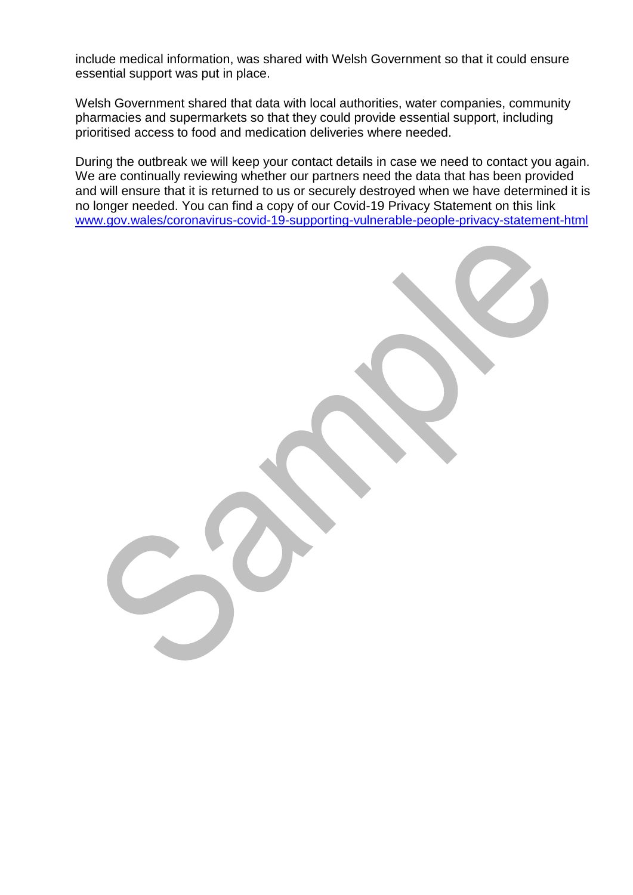include medical information, was shared with Welsh Government so that it could ensure essential support was put in place.

Welsh Government shared that data with local authorities, water companies, community pharmacies and supermarkets so that they could provide essential support, including prioritised access to food and medication deliveries where needed.

During the outbreak we will keep your contact details in case we need to contact you again. We are continually reviewing whether our partners need the data that has been provided and will ensure that it is returned to us or securely destroyed when we have determined it is no longer needed. You can find a copy of our Covid-19 Privacy Statement on this link www.gov.wales/coronavirus-covid-19-supporting-vulnerable-people-privacy-statement-html